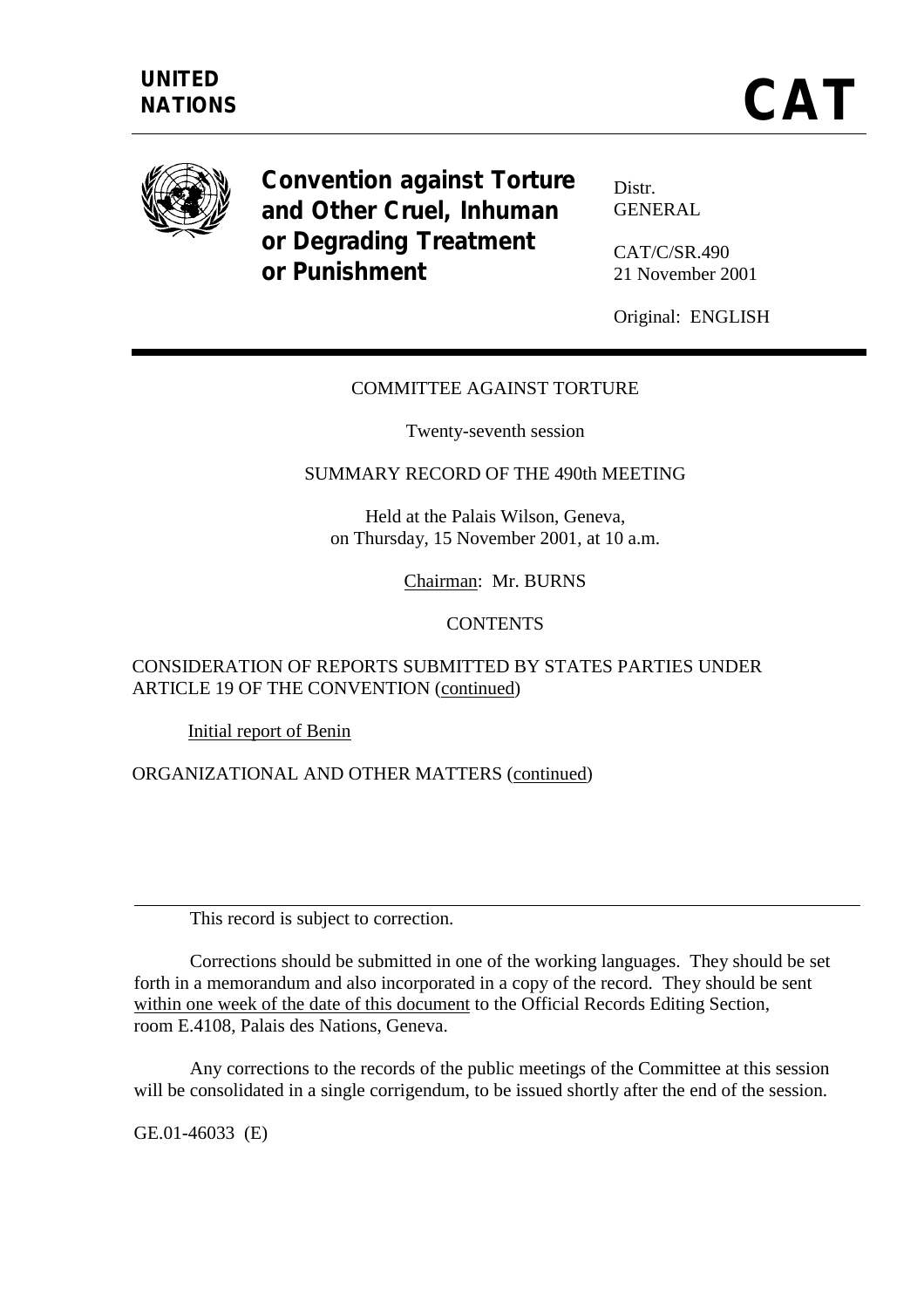**UNITED NATIONS**

# CAT

**Convention against Torture and Other Cruel, Inhuman or Degrading Treatment or Punishment**

Distr.
GENERAL

CAT/C/SR.490
21 November 2001

Original: ENGLISH

COMMITTEE AGAINST TORTURE

Twenty-seventh session

SUMMARY RECORD OF THE 490th MEETING

Held at the Palais Wilson, Geneva,
on Thursday, 15 November 2001, at 10 a.m.

Chairman: Mr. BURNS

CONTENTS

CONSIDERATION OF REPORTS SUBMITTED BY STATES PARTIES UNDER ARTICLE 19 OF THE CONVENTION (continued)

Initial report of Benin

ORGANIZATIONAL AND OTHER MATTERS (continued)

---

This record is subject to correction.

Corrections should be submitted in one of the working languages. They should be set forth in a memorandum and also incorporated in a copy of the record. They should be sent within one week of the date of this document to the Official Records Editing Section, room E.4108, Palais des Nations, Geneva.

Any corrections to the records of the public meetings of the Committee at this session will be consolidated in a single corrigendum, to be issued shortly after the end of the session.

GE.01-46033 (E)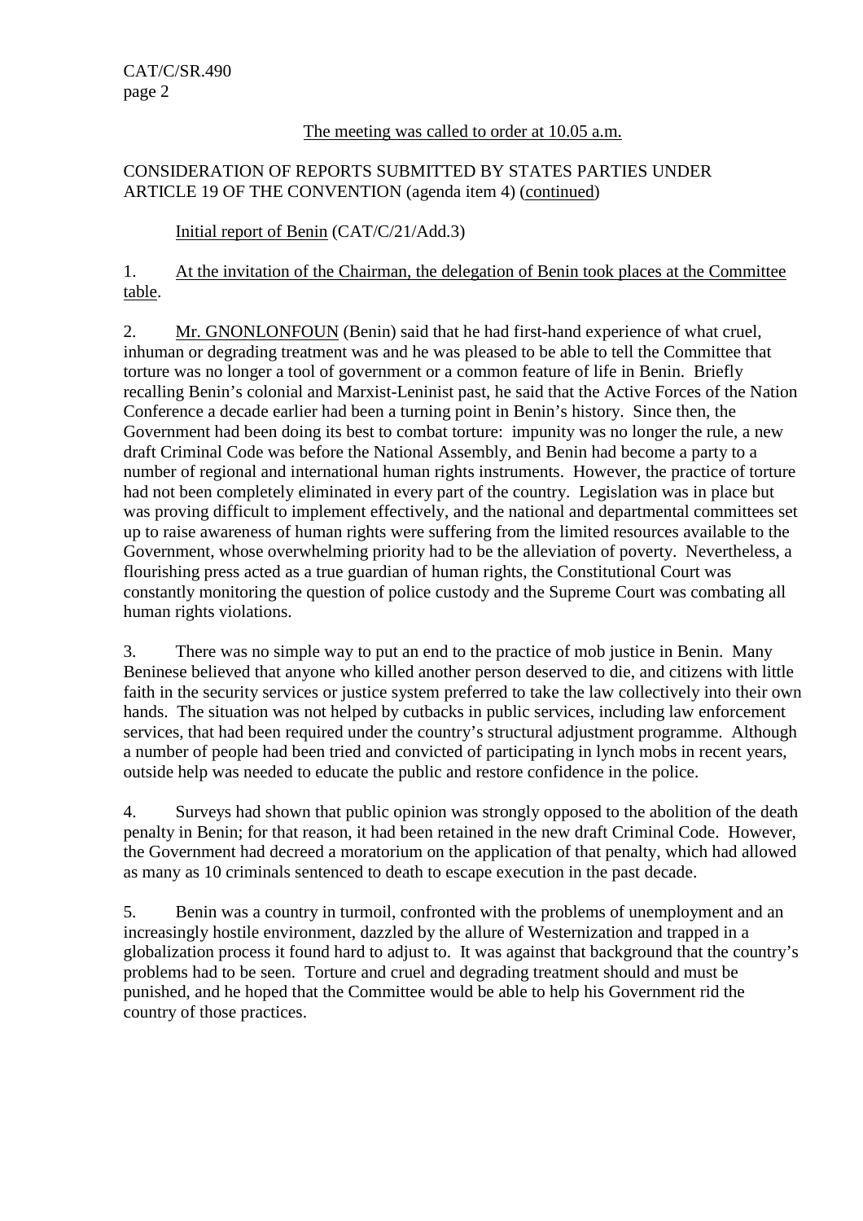The meeting was called to order at 10.05 a.m.

CONSIDERATION OF REPORTS SUBMITTED BY STATES PARTIES UNDER ARTICLE 19 OF THE CONVENTION (agenda item 4) (continued)

Initial report of Benin (CAT/C/21/Add.3)

1. At the invitation of the Chairman, the delegation of Benin took places at the Committee table.

2. Mr. GNONLONFOUN (Benin) said that he had first-hand experience of what cruel, inhuman or degrading treatment was and he was pleased to be able to tell the Committee that torture was no longer a tool of government or a common feature of life in Benin. Briefly recalling Benin's colonial and Marxist-Leninist past, he said that the Active Forces of the Nation Conference a decade earlier had been a turning point in Benin's history. Since then, the Government had been doing its best to combat torture: impunity was no longer the rule, a new draft Criminal Code was before the National Assembly, and Benin had become a party to a number of regional and international human rights instruments. However, the practice of torture had not been completely eliminated in every part of the country. Legislation was in place but was proving difficult to implement effectively, and the national and departmental committees set up to raise awareness of human rights were suffering from the limited resources available to the Government, whose overwhelming priority had to be the alleviation of poverty. Nevertheless, a flourishing press acted as a true guardian of human rights, the Constitutional Court was constantly monitoring the question of police custody and the Supreme Court was combating all human rights violations.

3. There was no simple way to put an end to the practice of mob justice in Benin. Many Beninese believed that anyone who killed another person deserved to die, and citizens with little faith in the security services or justice system preferred to take the law collectively into their own hands. The situation was not helped by cutbacks in public services, including law enforcement services, that had been required under the country's structural adjustment programme. Although a number of people had been tried and convicted of participating in lynch mobs in recent years, outside help was needed to educate the public and restore confidence in the police.

4. Surveys had shown that public opinion was strongly opposed to the abolition of the death penalty in Benin; for that reason, it had been retained in the new draft Criminal Code. However, the Government had decreed a moratorium on the application of that penalty, which had allowed as many as 10 criminals sentenced to death to escape execution in the past decade.

5. Benin was a country in turmoil, confronted with the problems of unemployment and an increasingly hostile environment, dazzled by the allure of Westernization and trapped in a globalization process it found hard to adjust to. It was against that background that the country's problems had to be seen. Torture and cruel and degrading treatment should and must be punished, and he hoped that the Committee would be able to help his Government rid the country of those practices.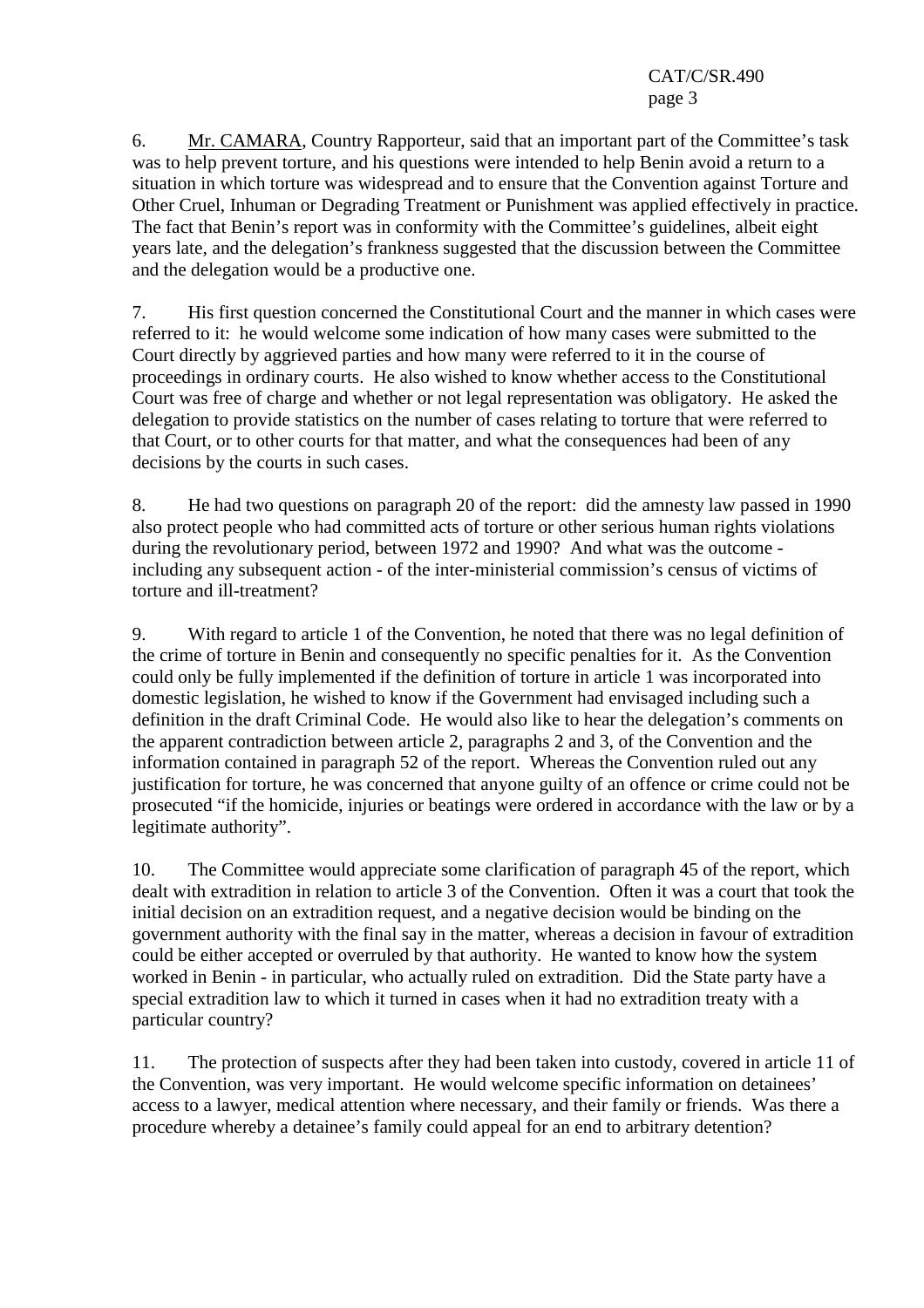6. Mr. CAMARA, Country Rapporteur, said that an important part of the Committee's task was to help prevent torture, and his questions were intended to help Benin avoid a return to a situation in which torture was widespread and to ensure that the Convention against Torture and Other Cruel, Inhuman or Degrading Treatment or Punishment was applied effectively in practice. The fact that Benin's report was in conformity with the Committee's guidelines, albeit eight years late, and the delegation's frankness suggested that the discussion between the Committee and the delegation would be a productive one.

7. His first question concerned the Constitutional Court and the manner in which cases were referred to it: he would welcome some indication of how many cases were submitted to the Court directly by aggrieved parties and how many were referred to it in the course of proceedings in ordinary courts. He also wished to know whether access to the Constitutional Court was free of charge and whether or not legal representation was obligatory. He asked the delegation to provide statistics on the number of cases relating to torture that were referred to that Court, or to other courts for that matter, and what the consequences had been of any decisions by the courts in such cases.

8. He had two questions on paragraph 20 of the report: did the amnesty law passed in 1990 also protect people who had committed acts of torture or other serious human rights violations during the revolutionary period, between 1972 and 1990? And what was the outcome - including any subsequent action - of the inter-ministerial commission's census of victims of torture and ill-treatment?

9. With regard to article 1 of the Convention, he noted that there was no legal definition of the crime of torture in Benin and consequently no specific penalties for it. As the Convention could only be fully implemented if the definition of torture in article 1 was incorporated into domestic legislation, he wished to know if the Government had envisaged including such a definition in the draft Criminal Code. He would also like to hear the delegation's comments on the apparent contradiction between article 2, paragraphs 2 and 3, of the Convention and the information contained in paragraph 52 of the report. Whereas the Convention ruled out any justification for torture, he was concerned that anyone guilty of an offence or crime could not be prosecuted "if the homicide, injuries or beatings were ordered in accordance with the law or by a legitimate authority".

10. The Committee would appreciate some clarification of paragraph 45 of the report, which dealt with extradition in relation to article 3 of the Convention. Often it was a court that took the initial decision on an extradition request, and a negative decision would be binding on the government authority with the final say in the matter, whereas a decision in favour of extradition could be either accepted or overruled by that authority. He wanted to know how the system worked in Benin - in particular, who actually ruled on extradition. Did the State party have a special extradition law to which it turned in cases when it had no extradition treaty with a particular country?

11. The protection of suspects after they had been taken into custody, covered in article 11 of the Convention, was very important. He would welcome specific information on detainees' access to a lawyer, medical attention where necessary, and their family or friends. Was there a procedure whereby a detainee's family could appeal for an end to arbitrary detention?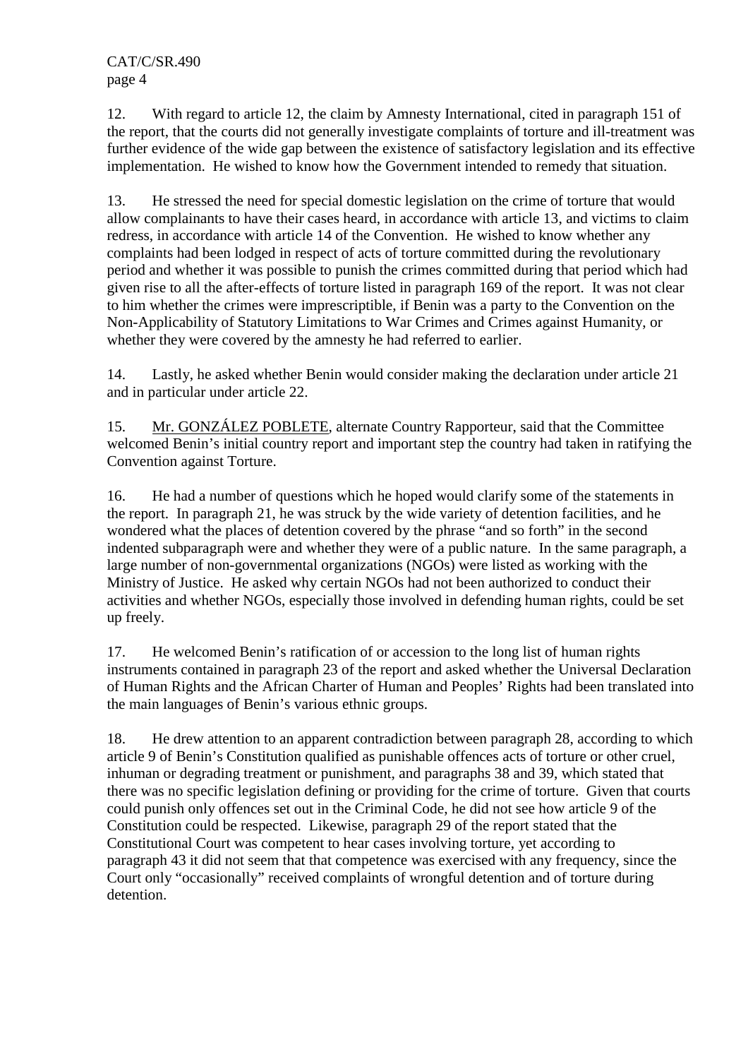12. With regard to article 12, the claim by Amnesty International, cited in paragraph 151 of the report, that the courts did not generally investigate complaints of torture and ill-treatment was further evidence of the wide gap between the existence of satisfactory legislation and its effective implementation. He wished to know how the Government intended to remedy that situation.

13. He stressed the need for special domestic legislation on the crime of torture that would allow complainants to have their cases heard, in accordance with article 13, and victims to claim redress, in accordance with article 14 of the Convention. He wished to know whether any complaints had been lodged in respect of acts of torture committed during the revolutionary period and whether it was possible to punish the crimes committed during that period which had given rise to all the after-effects of torture listed in paragraph 169 of the report. It was not clear to him whether the crimes were imprescriptible, if Benin was a party to the Convention on the Non-Applicability of Statutory Limitations to War Crimes and Crimes against Humanity, or whether they were covered by the amnesty he had referred to earlier.

14. Lastly, he asked whether Benin would consider making the declaration under article 21 and in particular under article 22.

15. Mr. GONZÁLEZ POBLETE, alternate Country Rapporteur, said that the Committee welcomed Benin's initial country report and important step the country had taken in ratifying the Convention against Torture.

16. He had a number of questions which he hoped would clarify some of the statements in the report. In paragraph 21, he was struck by the wide variety of detention facilities, and he wondered what the places of detention covered by the phrase "and so forth" in the second indented subparagraph were and whether they were of a public nature. In the same paragraph, a large number of non-governmental organizations (NGOs) were listed as working with the Ministry of Justice. He asked why certain NGOs had not been authorized to conduct their activities and whether NGOs, especially those involved in defending human rights, could be set up freely.

17. He welcomed Benin's ratification of or accession to the long list of human rights instruments contained in paragraph 23 of the report and asked whether the Universal Declaration of Human Rights and the African Charter of Human and Peoples' Rights had been translated into the main languages of Benin's various ethnic groups.

18. He drew attention to an apparent contradiction between paragraph 28, according to which article 9 of Benin's Constitution qualified as punishable offences acts of torture or other cruel, inhuman or degrading treatment or punishment, and paragraphs 38 and 39, which stated that there was no specific legislation defining or providing for the crime of torture. Given that courts could punish only offences set out in the Criminal Code, he did not see how article 9 of the Constitution could be respected. Likewise, paragraph 29 of the report stated that the Constitutional Court was competent to hear cases involving torture, yet according to paragraph 43 it did not seem that that competence was exercised with any frequency, since the Court only "occasionally" received complaints of wrongful detention and of torture during detention.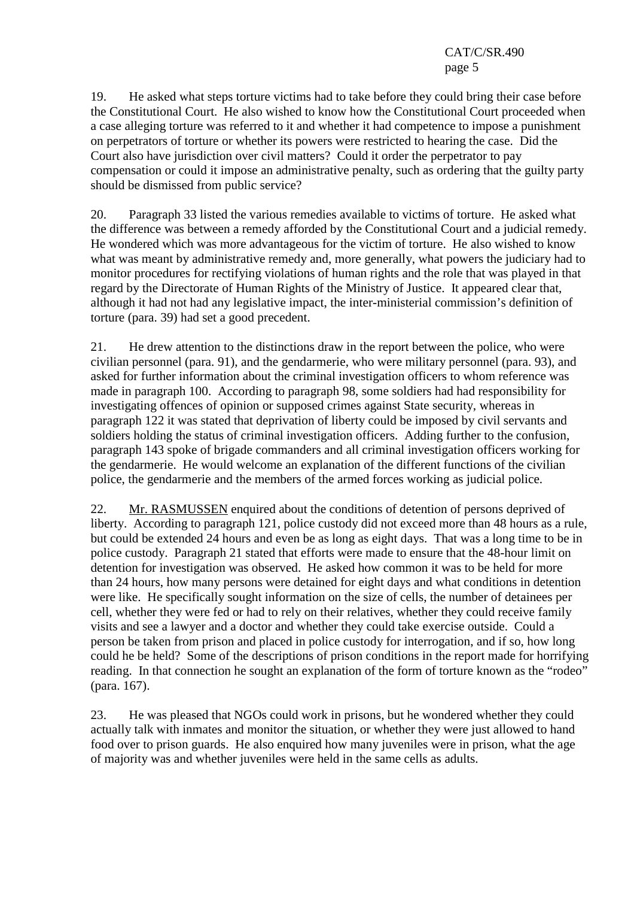19. He asked what steps torture victims had to take before they could bring their case before the Constitutional Court. He also wished to know how the Constitutional Court proceeded when a case alleging torture was referred to it and whether it had competence to impose a punishment on perpetrators of torture or whether its powers were restricted to hearing the case. Did the Court also have jurisdiction over civil matters? Could it order the perpetrator to pay compensation or could it impose an administrative penalty, such as ordering that the guilty party should be dismissed from public service?

20. Paragraph 33 listed the various remedies available to victims of torture. He asked what the difference was between a remedy afforded by the Constitutional Court and a judicial remedy. He wondered which was more advantageous for the victim of torture. He also wished to know what was meant by administrative remedy and, more generally, what powers the judiciary had to monitor procedures for rectifying violations of human rights and the role that was played in that regard by the Directorate of Human Rights of the Ministry of Justice. It appeared clear that, although it had not had any legislative impact, the inter-ministerial commission's definition of torture (para. 39) had set a good precedent.

21. He drew attention to the distinctions draw in the report between the police, who were civilian personnel (para. 91), and the gendarmerie, who were military personnel (para. 93), and asked for further information about the criminal investigation officers to whom reference was made in paragraph 100. According to paragraph 98, some soldiers had had responsibility for investigating offences of opinion or supposed crimes against State security, whereas in paragraph 122 it was stated that deprivation of liberty could be imposed by civil servants and soldiers holding the status of criminal investigation officers. Adding further to the confusion, paragraph 143 spoke of brigade commanders and all criminal investigation officers working for the gendarmerie. He would welcome an explanation of the different functions of the civilian police, the gendarmerie and the members of the armed forces working as judicial police.

22. Mr. RASMUSSEN enquired about the conditions of detention of persons deprived of liberty. According to paragraph 121, police custody did not exceed more than 48 hours as a rule, but could be extended 24 hours and even be as long as eight days. That was a long time to be in police custody. Paragraph 21 stated that efforts were made to ensure that the 48-hour limit on detention for investigation was observed. He asked how common it was to be held for more than 24 hours, how many persons were detained for eight days and what conditions in detention were like. He specifically sought information on the size of cells, the number of detainees per cell, whether they were fed or had to rely on their relatives, whether they could receive family visits and see a lawyer and a doctor and whether they could take exercise outside. Could a person be taken from prison and placed in police custody for interrogation, and if so, how long could he be held? Some of the descriptions of prison conditions in the report made for horrifying reading. In that connection he sought an explanation of the form of torture known as the "rodeo" (para. 167).

23. He was pleased that NGOs could work in prisons, but he wondered whether they could actually talk with inmates and monitor the situation, or whether they were just allowed to hand food over to prison guards. He also enquired how many juveniles were in prison, what the age of majority was and whether juveniles were held in the same cells as adults.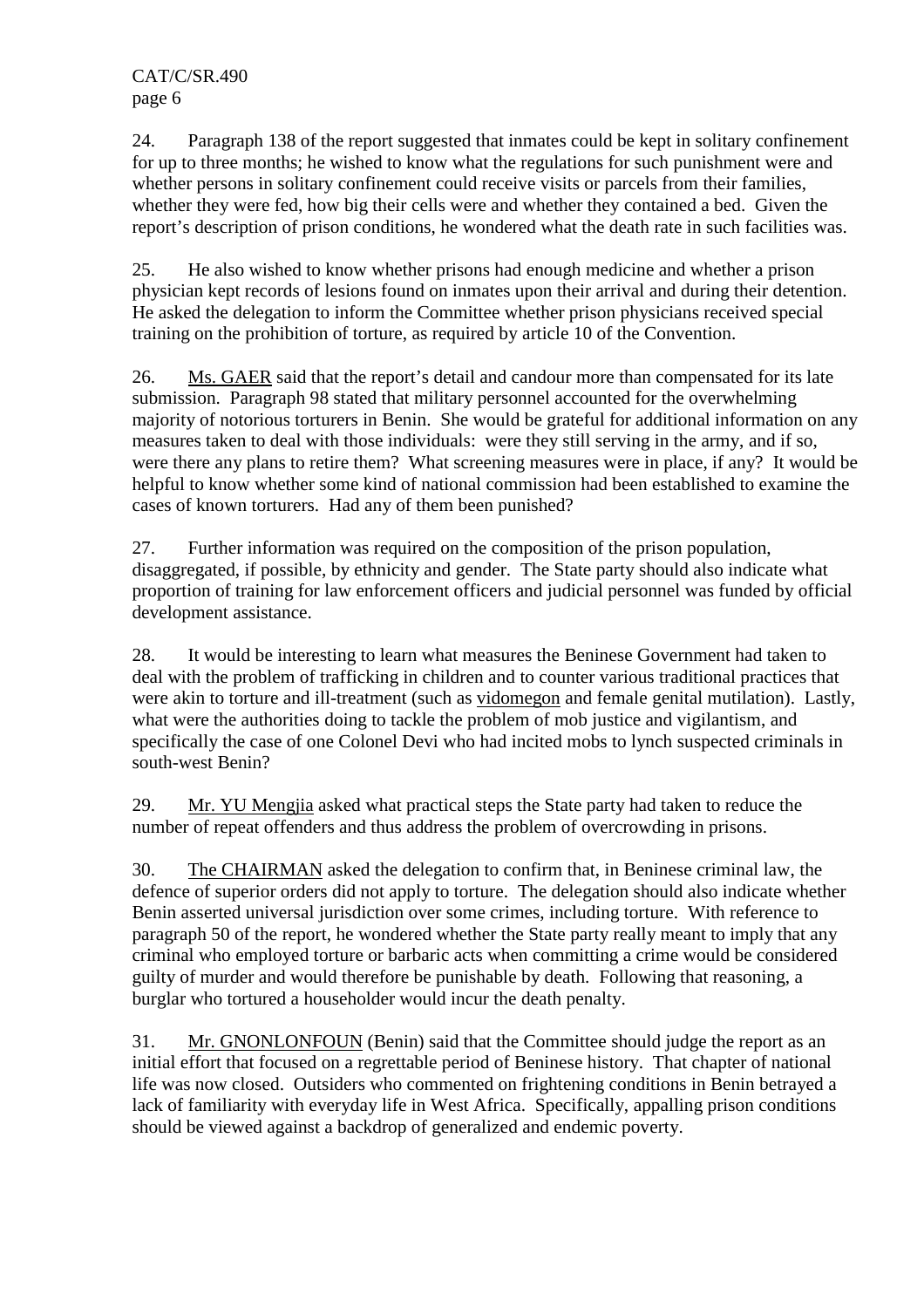24. Paragraph 138 of the report suggested that inmates could be kept in solitary confinement for up to three months; he wished to know what the regulations for such punishment were and whether persons in solitary confinement could receive visits or parcels from their families, whether they were fed, how big their cells were and whether they contained a bed. Given the report's description of prison conditions, he wondered what the death rate in such facilities was.

25. He also wished to know whether prisons had enough medicine and whether a prison physician kept records of lesions found on inmates upon their arrival and during their detention. He asked the delegation to inform the Committee whether prison physicians received special training on the prohibition of torture, as required by article 10 of the Convention.

26. Ms. GAER said that the report's detail and candour more than compensated for its late submission. Paragraph 98 stated that military personnel accounted for the overwhelming majority of notorious torturers in Benin. She would be grateful for additional information on any measures taken to deal with those individuals: were they still serving in the army, and if so, were there any plans to retire them? What screening measures were in place, if any? It would be helpful to know whether some kind of national commission had been established to examine the cases of known torturers. Had any of them been punished?

27. Further information was required on the composition of the prison population, disaggregated, if possible, by ethnicity and gender. The State party should also indicate what proportion of training for law enforcement officers and judicial personnel was funded by official development assistance.

28. It would be interesting to learn what measures the Beninese Government had taken to deal with the problem of trafficking in children and to counter various traditional practices that were akin to torture and ill-treatment (such as vidomegon and female genital mutilation). Lastly, what were the authorities doing to tackle the problem of mob justice and vigilantism, and specifically the case of one Colonel Devi who had incited mobs to lynch suspected criminals in south-west Benin?

29. Mr. YU Mengjia asked what practical steps the State party had taken to reduce the number of repeat offenders and thus address the problem of overcrowding in prisons.

30. The CHAIRMAN asked the delegation to confirm that, in Beninese criminal law, the defence of superior orders did not apply to torture. The delegation should also indicate whether Benin asserted universal jurisdiction over some crimes, including torture. With reference to paragraph 50 of the report, he wondered whether the State party really meant to imply that any criminal who employed torture or barbaric acts when committing a crime would be considered guilty of murder and would therefore be punishable by death. Following that reasoning, a burglar who tortured a householder would incur the death penalty.

31. Mr. GNONLONFOUN (Benin) said that the Committee should judge the report as an initial effort that focused on a regrettable period of Beninese history. That chapter of national life was now closed. Outsiders who commented on frightening conditions in Benin betrayed a lack of familiarity with everyday life in West Africa. Specifically, appalling prison conditions should be viewed against a backdrop of generalized and endemic poverty.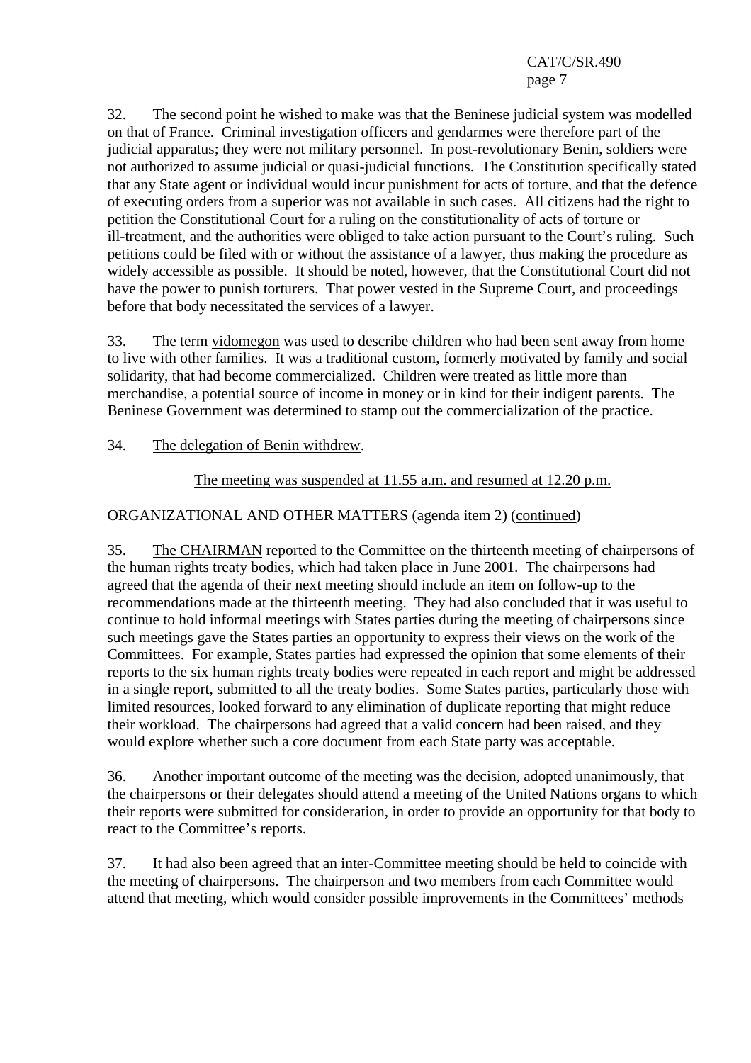32. The second point he wished to make was that the Beninese judicial system was modelled on that of France. Criminal investigation officers and gendarmes were therefore part of the judicial apparatus; they were not military personnel. In post-revolutionary Benin, soldiers were not authorized to assume judicial or quasi-judicial functions. The Constitution specifically stated that any State agent or individual would incur punishment for acts of torture, and that the defence of executing orders from a superior was not available in such cases. All citizens had the right to petition the Constitutional Court for a ruling on the constitutionality of acts of torture or ill-treatment, and the authorities were obliged to take action pursuant to the Court's ruling. Such petitions could be filed with or without the assistance of a lawyer, thus making the procedure as widely accessible as possible. It should be noted, however, that the Constitutional Court did not have the power to punish torturers. That power vested in the Supreme Court, and proceedings before that body necessitated the services of a lawyer.

33. The term vidomegon was used to describe children who had been sent away from home to live with other families. It was a traditional custom, formerly motivated by family and social solidarity, that had become commercialized. Children were treated as little more than merchandise, a potential source of income in money or in kind for their indigent parents. The Beninese Government was determined to stamp out the commercialization of the practice.

34. The delegation of Benin withdrew.

The meeting was suspended at 11.55 a.m. and resumed at 12.20 p.m.

ORGANIZATIONAL AND OTHER MATTERS (agenda item 2) (continued)

35. The CHAIRMAN reported to the Committee on the thirteenth meeting of chairpersons of the human rights treaty bodies, which had taken place in June 2001. The chairpersons had agreed that the agenda of their next meeting should include an item on follow-up to the recommendations made at the thirteenth meeting. They had also concluded that it was useful to continue to hold informal meetings with States parties during the meeting of chairpersons since such meetings gave the States parties an opportunity to express their views on the work of the Committees. For example, States parties had expressed the opinion that some elements of their reports to the six human rights treaty bodies were repeated in each report and might be addressed in a single report, submitted to all the treaty bodies. Some States parties, particularly those with limited resources, looked forward to any elimination of duplicate reporting that might reduce their workload. The chairpersons had agreed that a valid concern had been raised, and they would explore whether such a core document from each State party was acceptable.

36. Another important outcome of the meeting was the decision, adopted unanimously, that the chairpersons or their delegates should attend a meeting of the United Nations organs to which their reports were submitted for consideration, in order to provide an opportunity for that body to react to the Committee's reports.

37. It had also been agreed that an inter-Committee meeting should be held to coincide with the meeting of chairpersons. The chairperson and two members from each Committee would attend that meeting, which would consider possible improvements in the Committees' methods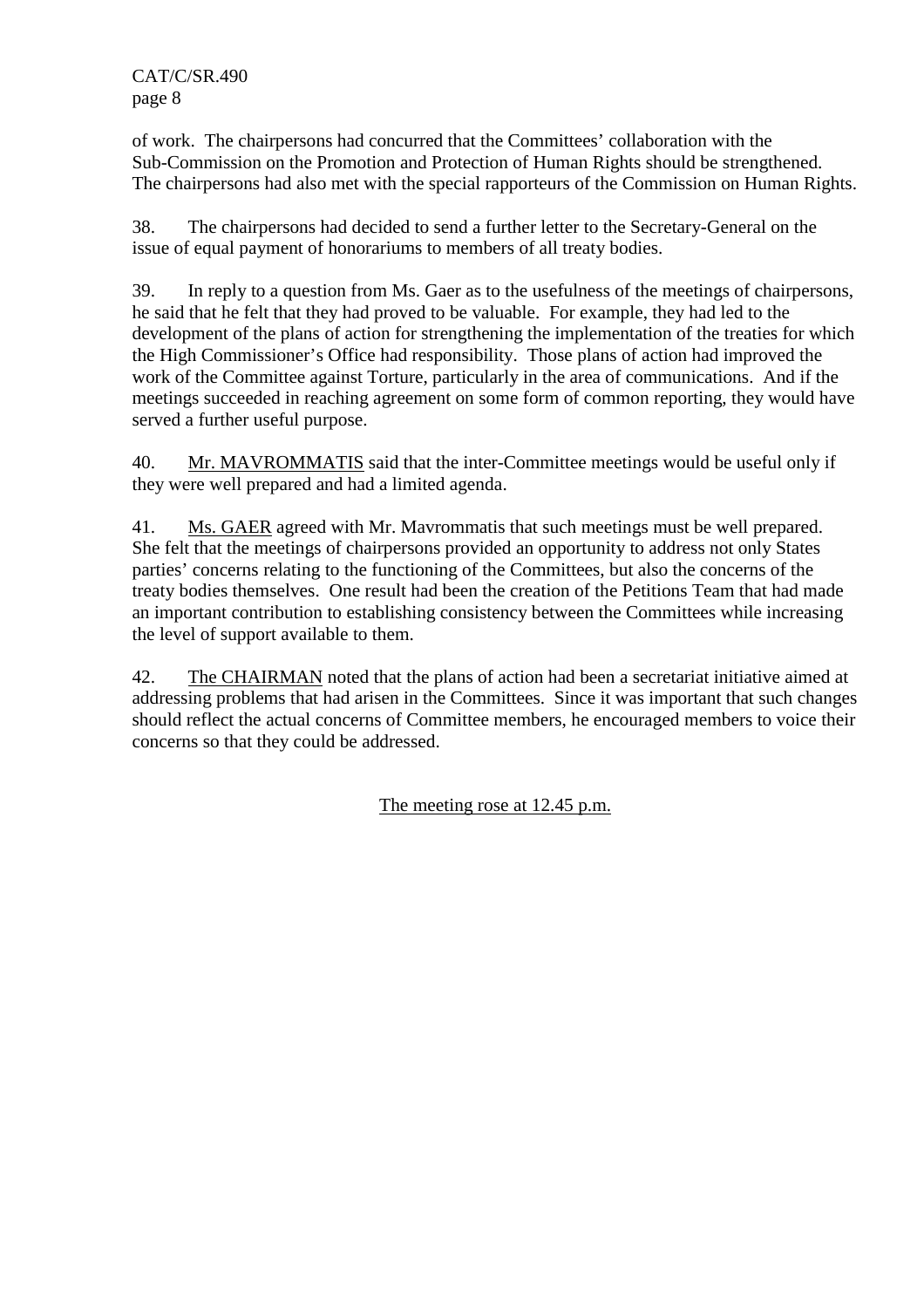of work. The chairpersons had concurred that the Committees' collaboration with the Sub-Commission on the Promotion and Protection of Human Rights should be strengthened. The chairpersons had also met with the special rapporteurs of the Commission on Human Rights.

38. The chairpersons had decided to send a further letter to the Secretary-General on the issue of equal payment of honorariums to members of all treaty bodies.

39. In reply to a question from Ms. Gaer as to the usefulness of the meetings of chairpersons, he said that he felt that they had proved to be valuable. For example, they had led to the development of the plans of action for strengthening the implementation of the treaties for which the High Commissioner's Office had responsibility. Those plans of action had improved the work of the Committee against Torture, particularly in the area of communications. And if the meetings succeeded in reaching agreement on some form of common reporting, they would have served a further useful purpose.

40. Mr. MAVROMMATIS said that the inter-Committee meetings would be useful only if they were well prepared and had a limited agenda.

41. Ms. GAER agreed with Mr. Mavrommatis that such meetings must be well prepared. She felt that the meetings of chairpersons provided an opportunity to address not only States parties' concerns relating to the functioning of the Committees, but also the concerns of the treaty bodies themselves. One result had been the creation of the Petitions Team that had made an important contribution to establishing consistency between the Committees while increasing the level of support available to them.

42. The CHAIRMAN noted that the plans of action had been a secretariat initiative aimed at addressing problems that had arisen in the Committees. Since it was important that such changes should reflect the actual concerns of Committee members, he encouraged members to voice their concerns so that they could be addressed.

The meeting rose at 12.45 p.m.